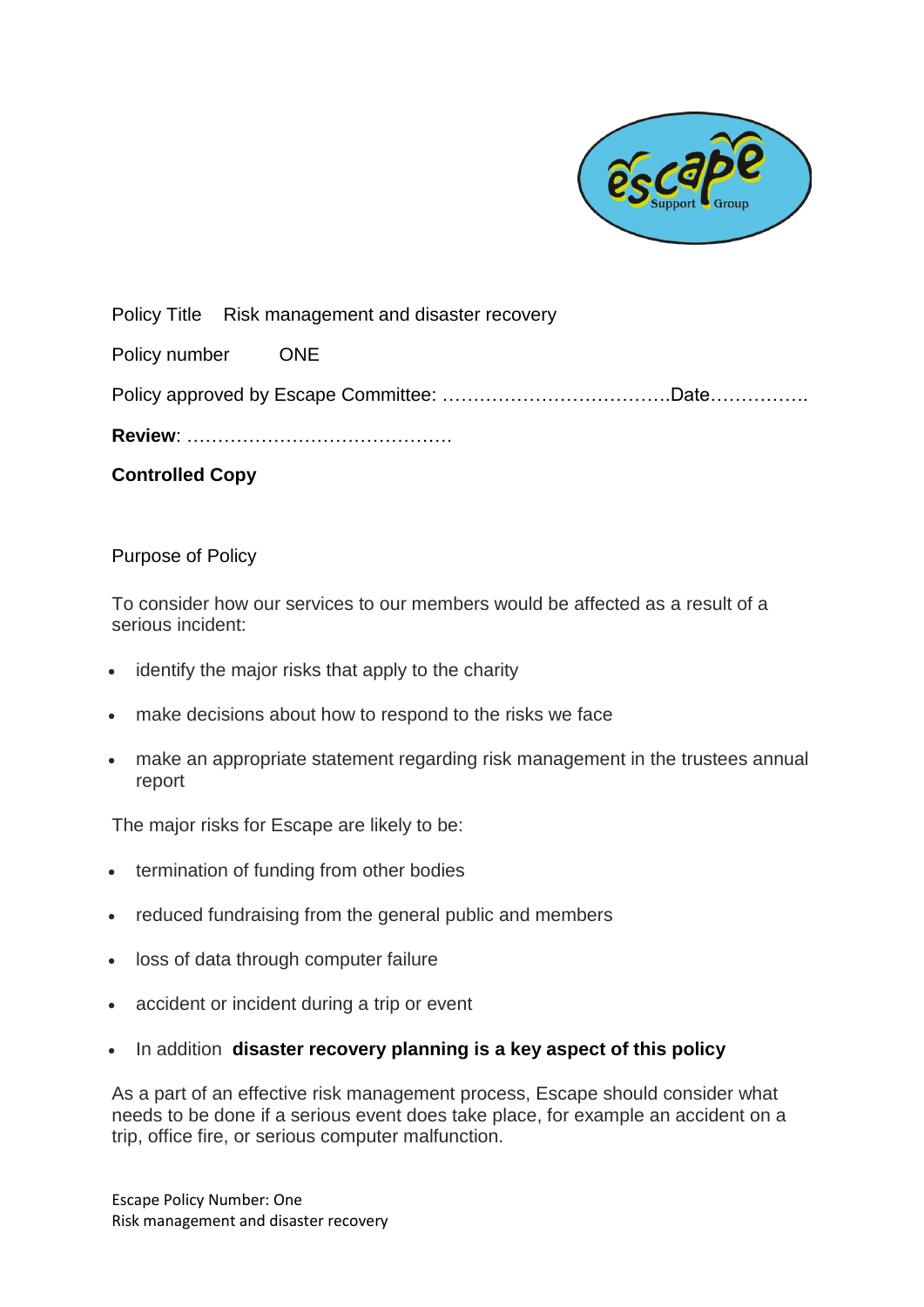Policy Title Risk management and disaster recovery

Policy number ONE

Policy approved by Escape Committee: ……………………………….Date…………….

**Review**: …………………………………….

**Controlled Copy**

Purpose of Policy

To consider how our services to our members would be affected as a result of a serious incident:

- identify the major risks that apply to the charity
- make decisions about how to respond to the risks we face
- make an appropriate statement regarding risk management in the trustees annual report

The major risks for Escape are likely to be:

- termination of funding from other bodies
- reduced fundraising from the general public and members
- loss of data through computer failure
- accident or incident during a trip or event
- In addition **disaster recovery planning is a key aspect of this policy**

As a part of an effective risk management process, Escape should consider what needs to be done if a serious event does take place, for example an accident on a trip, office fire, or serious computer malfunction.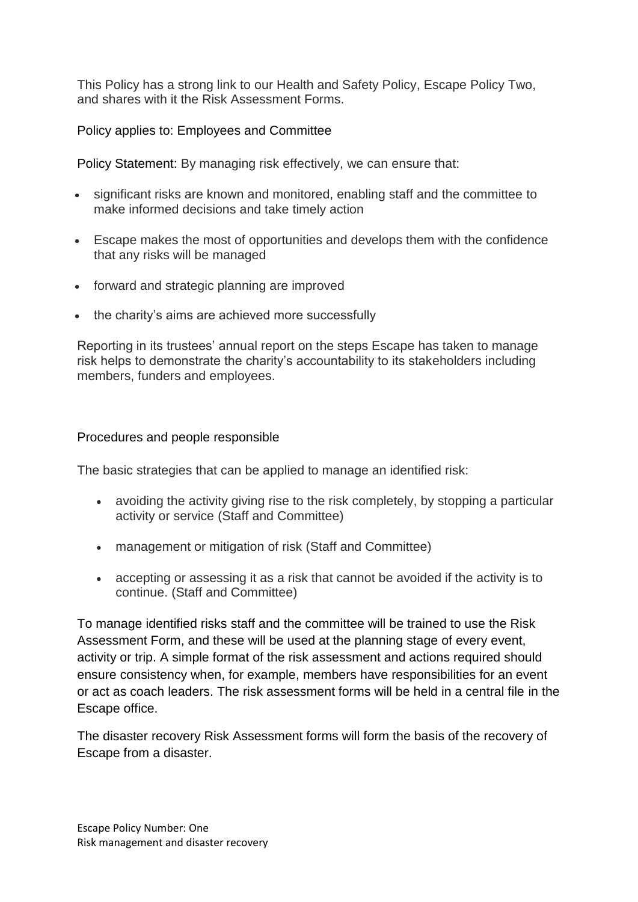This Policy has a strong link to our Health and Safety Policy, Escape Policy Two, and shares with it the Risk Assessment Forms.

Policy applies to: Employees and Committee

Policy Statement: By managing risk effectively, we can ensure that:

- significant risks are known and monitored, enabling staff and the committee to make informed decisions and take timely action
- Escape makes the most of opportunities and develops them with the confidence that any risks will be managed
- forward and strategic planning are improved
- the charity's aims are achieved more successfully

Reporting in its trustees' annual report on the steps Escape has taken to manage risk helps to demonstrate the charity's accountability to its stakeholders including members, funders and employees.

Procedures and people responsible

The basic strategies that can be applied to manage an identified risk:

- avoiding the activity giving rise to the risk completely, by stopping a particular activity or service (Staff and Committee)
- management or mitigation of risk (Staff and Committee)
- accepting or assessing it as a risk that cannot be avoided if the activity is to continue. (Staff and Committee)

To manage identified risks staff and the committee will be trained to use the Risk Assessment Form, and these will be used at the planning stage of every event, activity or trip. A simple format of the risk assessment and actions required should ensure consistency when, for example, members have responsibilities for an event or act as coach leaders. The risk assessment forms will be held in a central file in the Escape office.

The disaster recovery Risk Assessment forms will form the basis of the recovery of Escape from a disaster.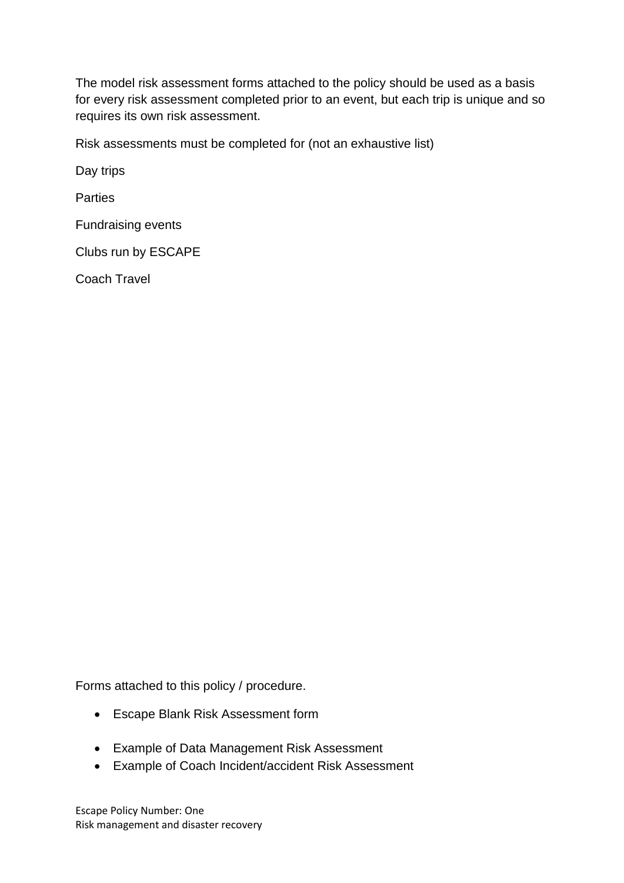The model risk assessment forms attached to the policy should be used as a basis for every risk assessment completed prior to an event, but each trip is unique and so requires its own risk assessment.

Risk assessments must be completed for (not an exhaustive list)

Day trips

Parties

Fundraising events

Clubs run by ESCAPE

Coach Travel

Forms attached to this policy / procedure.

- Escape Blank Risk Assessment form
- Example of Data Management Risk Assessment
- Example of Coach Incident/accident Risk Assessment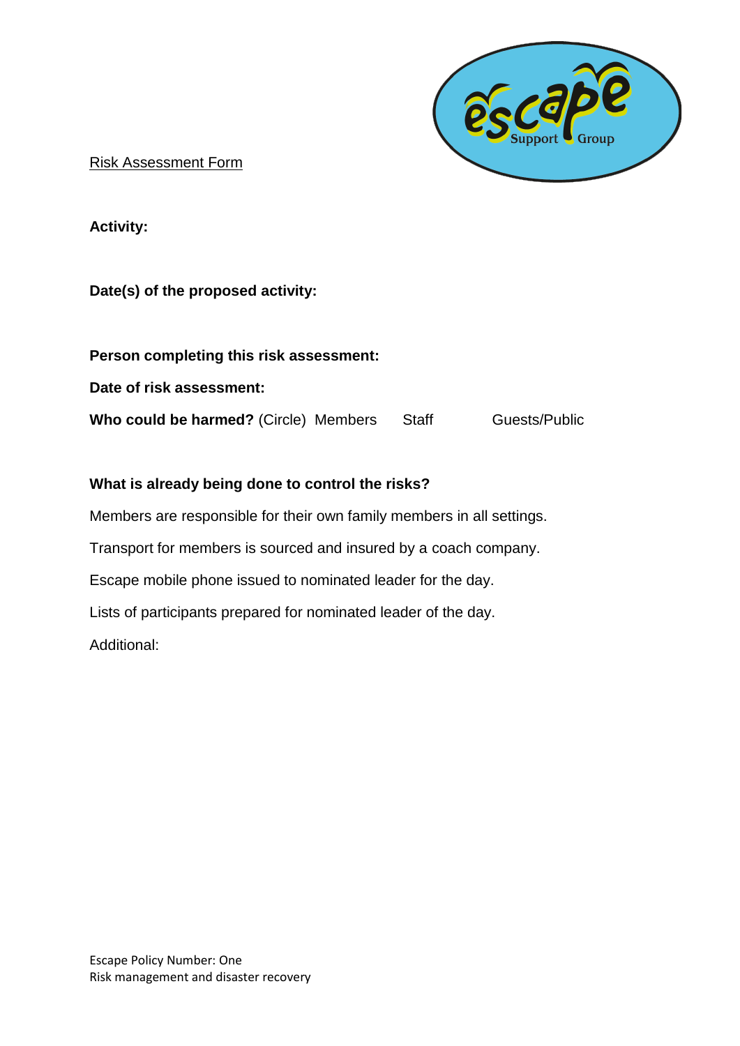Risk Assessment Form

**Activity:**

**Date(s) of the proposed activity:**

**Person completing this risk assessment:**

**Date of risk assessment:**

**Who could be harmed?** (Circle) Members Staff Guests/Public

**What is already being done to control the risks?**

Members are responsible for their own family members in all settings.

Transport for members is sourced and insured by a coach company.

Escape mobile phone issued to nominated leader for the day.

Lists of participants prepared for nominated leader of the day.

Additional:

Escape Policy Number: One
Risk management and disaster recovery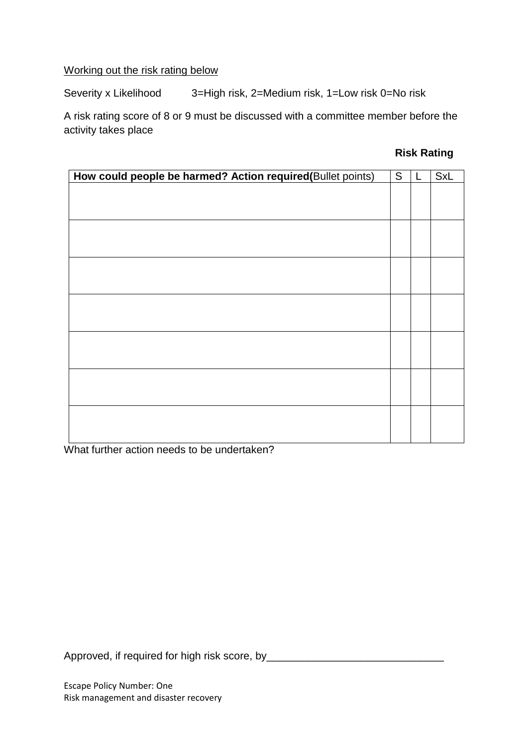<u>Working out the risk rating below</u>

Severity x Likelihood    3=High risk, 2=Medium risk, 1=Low risk 0=No risk

A risk rating score of 8 or 9 must be discussed with a committee member before the activity takes place

**Risk Rating**

| **How could people be harmed? Action required(**Bullet points) | S | L | SxL |
|---|---|---|---|
| | | | |
| | | | |
| | | | |
| | | | |
| | | | |
| | | | |
| | | | |

What further action needs to be undertaken?

Approved, if required for high risk score, by_____________________________

Escape Policy Number: One
Risk management and disaster recovery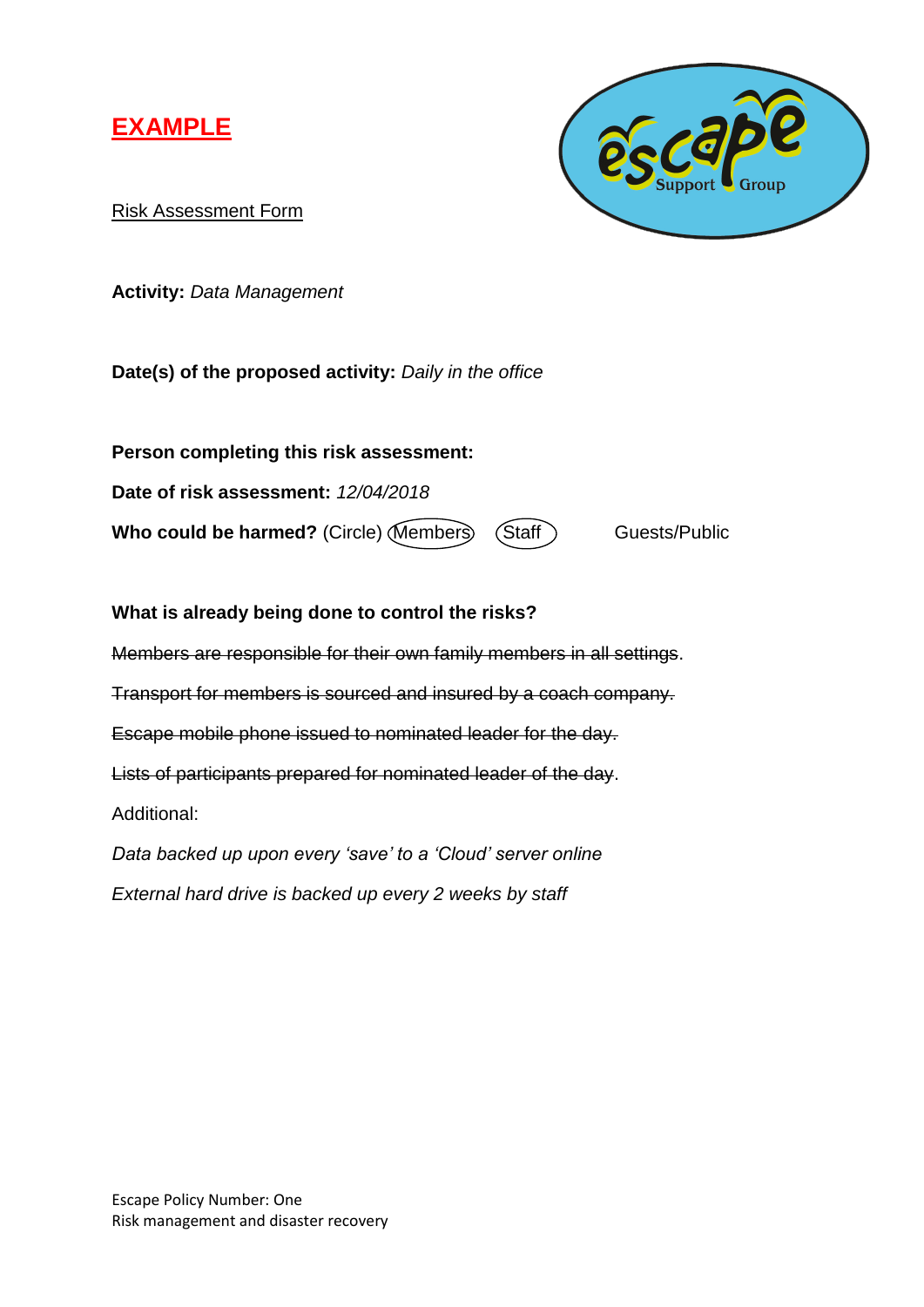**EXAMPLE**

Risk Assessment Form

**Activity:** *Data Management*

**Date(s) of the proposed activity:** *Daily in the office*

**Person completing this risk assessment:**

**Date of risk assessment:** *12/04/2018*

**Who could be harmed?** (Circle) Members Staff Guests/Public

**What is already being done to control the risks?**

~~Members are responsible for their own family members in all settings~~.

~~Transport for members is sourced and insured by a coach company.~~

~~Escape mobile phone issued to nominated leader for the day.~~

~~Lists of participants prepared for nominated leader of the day~~.

Additional:

*Data backed up upon every 'save' to a 'Cloud' server online*

*External hard drive is backed up every 2 weeks by staff*

Escape Policy Number: One
Risk management and disaster recovery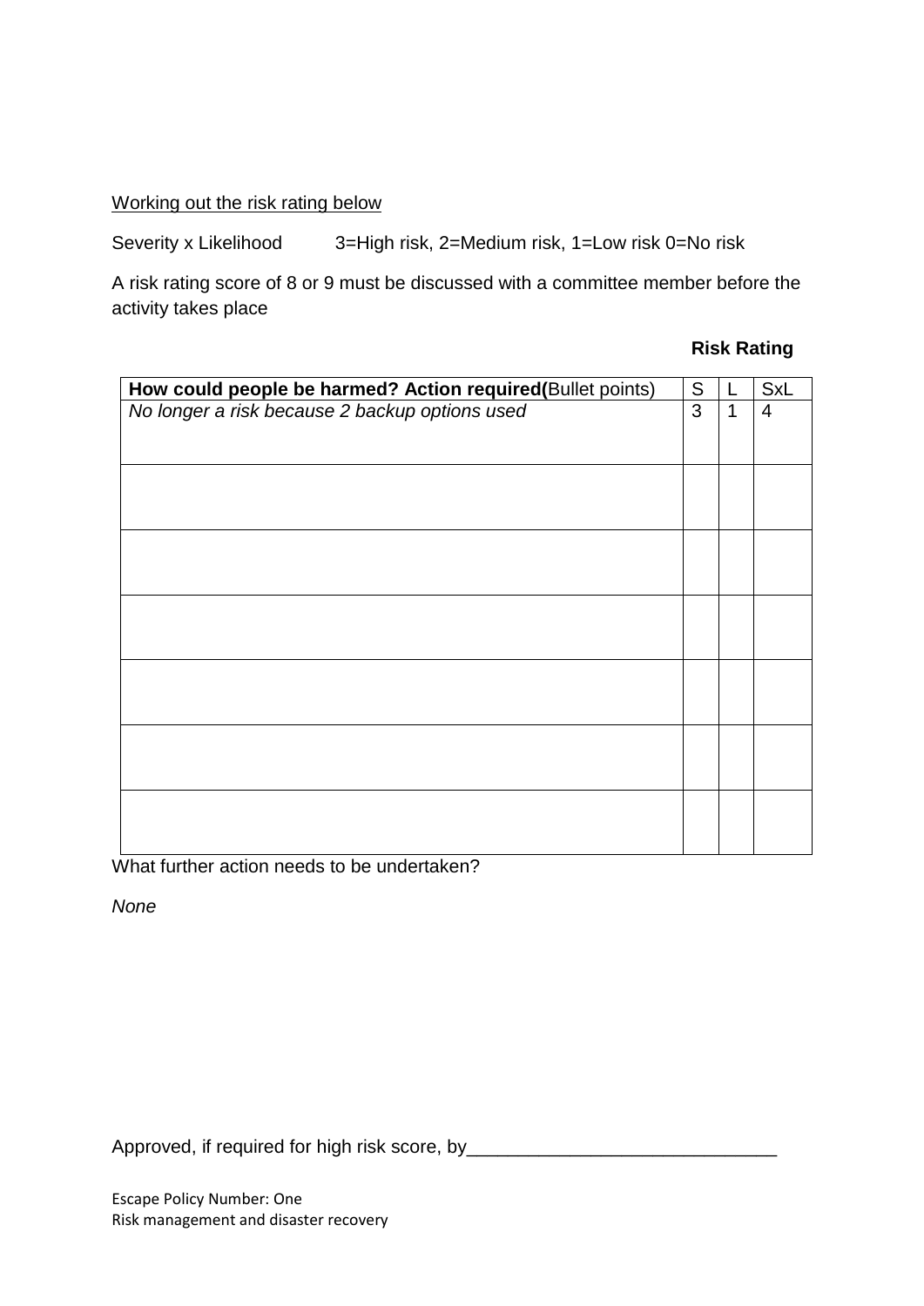Working out the risk rating below

Severity x Likelihood 3=High risk, 2=Medium risk, 1=Low risk 0=No risk

A risk rating score of 8 or 9 must be discussed with a committee member before the activity takes place

**Risk Rating**

| **How could people be harmed? Action required(**Bullet points) | S | L | SxL |
|---|---|---|---|
| *No longer a risk because 2 backup options used* | 3 | 1 | 4 |
| | | | |
| | | | |
| | | | |
| | | | |
| | | | |
| | | | |

What further action needs to be undertaken?

*None*

Approved, if required for high risk score, by______________________________

Escape Policy Number: One
Risk management and disaster recovery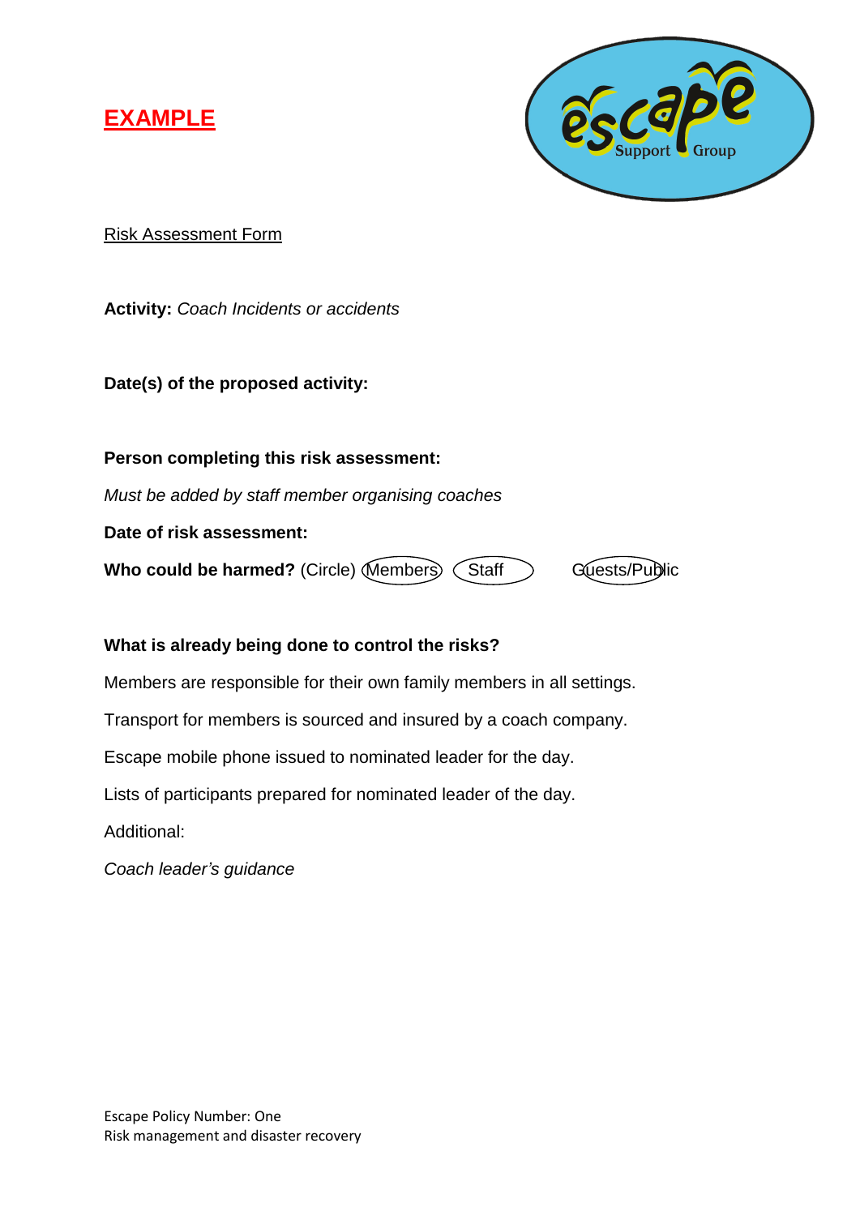**EXAMPLE**

Risk Assessment Form

**Activity:** *Coach Incidents or accidents*

**Date(s) of the proposed activity:**

**Person completing this risk assessment:**

*Must be added by staff member organising coaches*

**Date of risk assessment:**

**Who could be harmed?** (Circle) Members Staff Guests/Public

**What is already being done to control the risks?**

Members are responsible for their own family members in all settings.

Transport for members is sourced and insured by a coach company.

Escape mobile phone issued to nominated leader for the day.

Lists of participants prepared for nominated leader of the day.

Additional:

*Coach leader's guidance*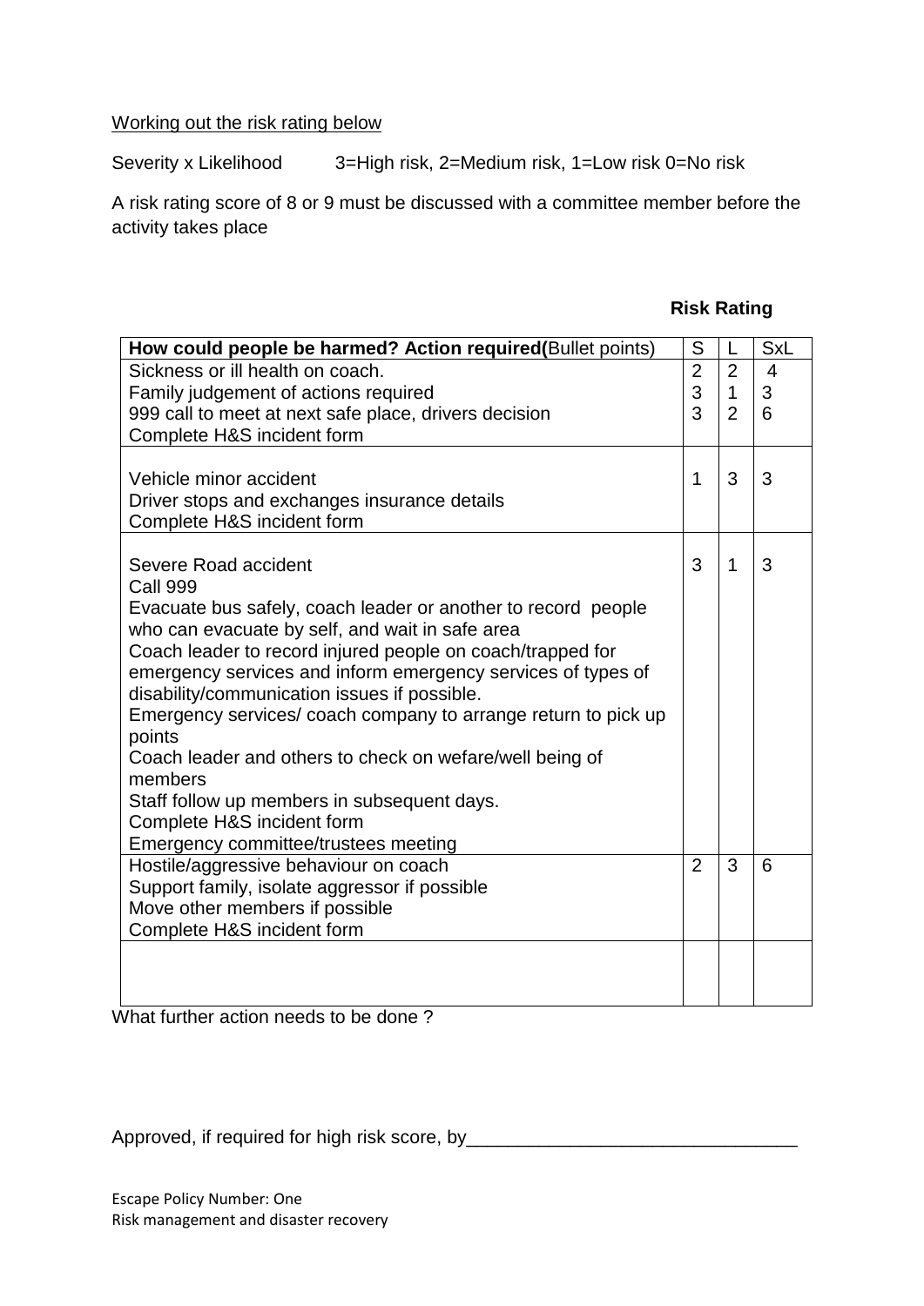Working out the risk rating below

Severity x Likelihood 3=High risk, 2=Medium risk, 1=Low risk 0=No risk

A risk rating score of 8 or 9 must be discussed with a committee member before the activity takes place

**Risk Rating**

| **How could people be harmed? Action required(**Bullet points) | S | L | SxL |
|---|---|---|---|
| Sickness or ill health on coach.<br>Family judgement of actions required<br>999 call to meet at next safe place, drivers decision<br>Complete H&S incident form | 2<br>3<br>3 | 2<br>1<br>2 | 4<br>3<br>6 |
| Vehicle minor accident<br>Driver stops and exchanges insurance details<br>Complete H&S incident form | 1 | 3 | 3 |
| Severe Road accident<br>Call 999<br>Evacuate bus safely, coach leader or another to record people who can evacuate by self, and wait in safe area<br>Coach leader to record injured people on coach/trapped for emergency services and inform emergency services of types of disability/communication issues if possible.<br>Emergency services/ coach company to arrange return to pick up points<br>Coach leader and others to check on wefare/well being of members<br>Staff follow up members in subsequent days.<br>Complete H&S incident form<br>Emergency committee/trustees meeting | 3 | 1 | 3 |
| Hostile/aggressive behaviour on coach<br>Support family, isolate aggressor if possible<br>Move other members if possible<br>Complete H&S incident form | 2 | 3 | 6 |
| | | | |

What further action needs to be done ?

Approved, if required for high risk score, by_______________________________

Escape Policy Number: One
Risk management and disaster recovery